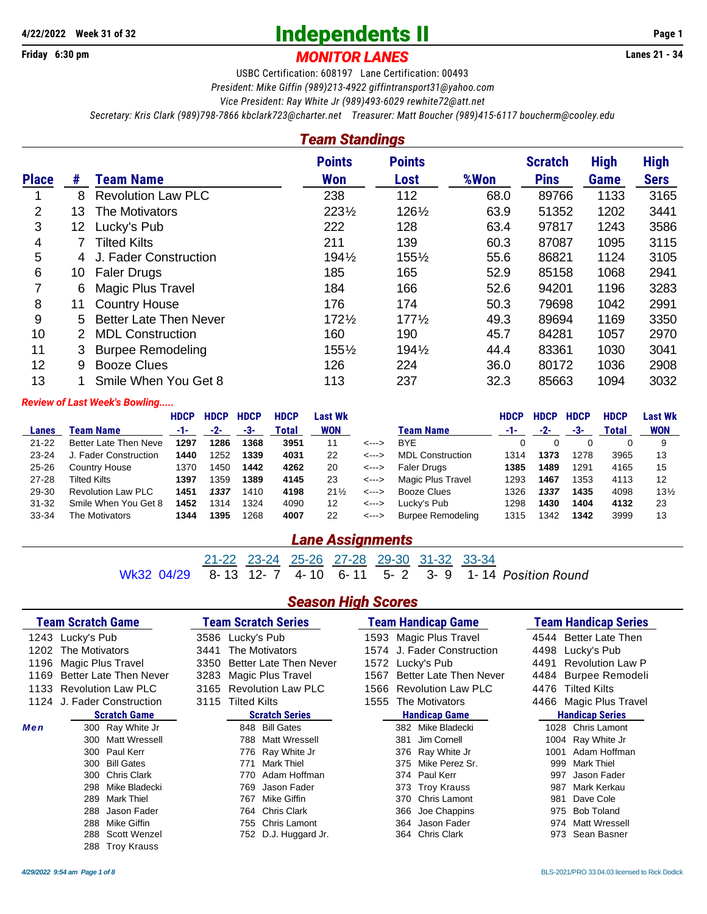4/22/2022 Week 31 of 32

# Independents II

Friday 6:30 pm

## MONITOR LANES

Lanes 21 - 34

USBC Certification: 608197 Lane Certification: 00493

*President: Mike Giffin (989)213-4922 giffintransport31@yahoo.com*

*Vice President: Ray White Jr (989)493-6029 rewhite72@att.net*

*Secretary: Kris Clark (989)798-7866 kbclark723@charter.net Treasurer: Matt Boucher (989)415-6117 boucherm@cooley.edu*

## Team Standings

| Place | # | Team Name | Points Won | Points Lost | %Won | Scratch Pins | High Game | High Sers |
|---|---|---|---|---|---|---|---|---|
| 1 | 8 | Revolution Law PLC | 238 | 112 | 68.0 | 89766 | 1133 | 3165 |
| 2 | 13 | The Motivators | 223½ | 126½ | 63.9 | 51352 | 1202 | 3441 |
| 3 | 12 | Lucky's Pub | 222 | 128 | 63.4 | 97817 | 1243 | 3586 |
| 4 | 7 | Tilted Kilts | 211 | 139 | 60.3 | 87087 | 1095 | 3115 |
| 5 | 4 | J. Fader Construction | 194½ | 155½ | 55.6 | 86821 | 1124 | 3105 |
| 6 | 10 | Faler Drugs | 185 | 165 | 52.9 | 85158 | 1068 | 2941 |
| 7 | 6 | Magic Plus Travel | 184 | 166 | 52.6 | 94201 | 1196 | 3283 |
| 8 | 11 | Country House | 176 | 174 | 50.3 | 79698 | 1042 | 2991 |
| 9 | 5 | Better Late Then Never | 172½ | 177½ | 49.3 | 89694 | 1169 | 3350 |
| 10 | 2 | MDL Construction | 160 | 190 | 45.7 | 84281 | 1057 | 2970 |
| 11 | 3 | Burpee Remodeling | 155½ | 194½ | 44.4 | 83361 | 1030 | 3041 |
| 12 | 9 | Booze Clues | 126 | 224 | 36.0 | 80172 | 1036 | 2908 |
| 13 | 1 | Smile When You Get 8 | 113 | 237 | 32.3 | 85663 | 1094 | 3032 |

*Review of Last Week's Bowling.....*

| Lanes | Team Name | HDCP -1- | HDCP -2- | HDCP -3- | HDCP Total | Last Wk WON | | Team Name | HDCP -1- | HDCP -2- | HDCP -3- | HDCP Total | Last Wk WON |
|---|---|---|---|---|---|---|---|---|---|---|---|---|---|
| 21-22 | Better Late Then Neve | **1297** | **1286** | **1368** | **3951** | 11 | <---> | BYE | 0 | 0 | 0 | 0 | 9 |
| 23-24 | J. Fader Construction | **1440** | 1252 | **1339** | **4031** | 22 | <---> | MDL Construction | 1314 | **1373** | 1278 | 3965 | 13 |
| 25-26 | Country House | 1370 | 1450 | **1442** | **4262** | 20 | <---> | Faler Drugs | **1385** | **1489** | 1291 | 4165 | 15 |
| 27-28 | Tilted Kilts | **1397** | 1359 | **1389** | **4145** | 23 | <---> | Magic Plus Travel | 1293 | **1467** | 1353 | 4113 | 12 |
| 29-30 | Revolution Law PLC | **1451** | ***1337*** | 1410 | **4198** | 21½ | <---> | Booze Clues | 1326 | ***1337*** | **1435** | 4098 | 13½ |
| 31-32 | Smile When You Get 8 | **1452** | 1314 | 1324 | 4090 | 12 | <---> | Lucky's Pub | 1298 | **1430** | **1404** | **4132** | 23 |
| 33-34 | The Motivators | **1344** | **1395** | 1268 | **4007** | 22 | <---> | Burpee Remodeling | 1315 | 1342 | **1342** | 3999 | 13 |

## Lane Assignments

| | 21-22 | 23-24 | 25-26 | 27-28 | 29-30 | 31-32 | 33-34 | |
|---|---|---|---|---|---|---|---|---|
| Wk32 04/29 | 8- 13 | 12- 7 | 4- 10 | 6- 11 | 5- 2 | 3- 9 | 1- 14 | *Position Round* |

## Season High Scores

| Team Scratch Game | Team Scratch Series | Team Handicap Game | Team Handicap Series |
|---|---|---|---|
| 1243 Lucky's Pub | 3586 Lucky's Pub | 1593 Magic Plus Travel | 4544 Better Late Then |
| 1202 The Motivators | 3441 The Motivators | 1574 J. Fader Construction | 4498 Lucky's Pub |
| 1196 Magic Plus Travel | 3350 Better Late Then Never | 1572 Lucky's Pub | 4491 Revolution Law P |
| 1169 Better Late Then Never | 3283 Magic Plus Travel | 1567 Better Late Then Never | 4484 Burpee Remodeli |
| 1133 Revolution Law PLC | 3165 Revolution Law PLC | 1566 Revolution Law PLC | 4476 Tilted Kilts |
| 1124 J. Fader Construction | 3115 Tilted Kilts | 1555 The Motivators | 4466 Magic Plus Travel |

| | Scratch Game | Scratch Series | Handicap Game | Handicap Series |
|---|---|---|---|---|
| *Men* | 300 Ray White Jr | 848 Bill Gates | 382 Mike Bladecki | 1028 Chris Lamont |
| | 300 Matt Wressell | 788 Matt Wressell | 381 Jim Cornell | 1004 Ray White Jr |
| | 300 Paul Kerr | 776 Ray White Jr | 376 Ray White Jr | 1001 Adam Hoffman |
| | 300 Bill Gates | 771 Mark Thiel | 375 Mike Perez Sr. | 999 Mark Thiel |
| | 300 Chris Clark | 770 Adam Hoffman | 374 Paul Kerr | 997 Jason Fader |
| | 298 Mike Bladecki | 769 Jason Fader | 373 Troy Krauss | 987 Mark Kerkau |
| | 289 Mark Thiel | 767 Mike Giffin | 370 Chris Lamont | 981 Dave Cole |
| | 288 Jason Fader | 764 Chris Clark | 366 Joe Chappins | 975 Bob Toland |
| | 288 Mike Giffin | 755 Chris Lamont | 364 Jason Fader | 974 Matt Wressell |
| | 288 Scott Wenzel | 752 D.J. Huggard Jr. | 364 Chris Clark | 973 Sean Basner |
| | 288 Troy Krauss | | | |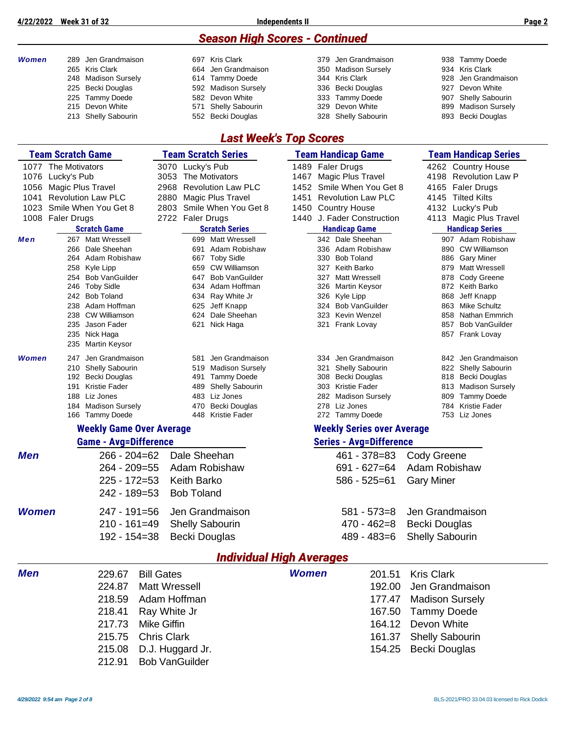## Season High Scores - Continued

**Women**

| Scratch Game | Scratch Series | Handicap Game | Handicap Series |
|---|---|---|---|
| 289 Jen Grandmaison | 697 Kris Clark | 379 Jen Grandmaison | 938 Tammy Doede |
| 265 Kris Clark | 664 Jen Grandmaison | 350 Madison Sursely | 934 Kris Clark |
| 248 Madison Sursely | 614 Tammy Doede | 344 Kris Clark | 928 Jen Grandmaison |
| 225 Becki Douglas | 592 Madison Sursely | 336 Becki Douglas | 927 Devon White |
| 225 Tammy Doede | 582 Devon White | 333 Tammy Doede | 907 Shelly Sabourin |
| 215 Devon White | 571 Shelly Sabourin | 329 Devon White | 899 Madison Sursely |
| 213 Shelly Sabourin | 552 Becki Douglas | 328 Shelly Sabourin | 893 Becki Douglas |

## Last Week's Top Scores

| Team Scratch Game | Team Scratch Series | Team Handicap Game | Team Handicap Series |
|---|---|---|---|
| 1077 The Motivators | 3070 Lucky's Pub | 1489 Faler Drugs | 4262 Country House |
| 1076 Lucky's Pub | 3053 The Motivators | 1467 Magic Plus Travel | 4198 Revolution Law P |
| 1056 Magic Plus Travel | 2968 Revolution Law PLC | 1452 Smile When You Get 8 | 4165 Faler Drugs |
| 1041 Revolution Law PLC | 2880 Magic Plus Travel | 1451 Revolution Law PLC | 4145 Tilted Kilts |
| 1023 Smile When You Get 8 | 2803 Smile When You Get 8 | 1450 Country House | 4132 Lucky's Pub |
| 1008 Faler Drugs | 2722 Faler Drugs | 1440 J. Fader Construction | 4113 Magic Plus Travel |

**Men**

| Scratch Game | Scratch Series | Handicap Game | Handicap Series |
|---|---|---|---|
| 267 Matt Wressell | 699 Matt Wressell | 342 Dale Sheehan | 907 Adam Robishaw |
| 266 Dale Sheehan | 691 Adam Robishaw | 336 Adam Robishaw | 890 CW Williamson |
| 264 Adam Robishaw | 667 Toby Sidle | 330 Bob Toland | 886 Gary Miner |
| 258 Kyle Lipp | 659 CW Williamson | 327 Keith Barko | 879 Matt Wressell |
| 254 Bob VanGuilder | 647 Bob VanGuilder | 327 Matt Wressell | 878 Cody Greene |
| 246 Toby Sidle | 634 Adam Hoffman | 326 Martin Keysor | 872 Keith Barko |
| 242 Bob Toland | 634 Ray White Jr | 326 Kyle Lipp | 868 Jeff Knapp |
| 238 Adam Hoffman | 625 Jeff Knapp | 324 Bob VanGuilder | 863 Mike Schultz |
| 238 CW Williamson | 624 Dale Sheehan | 323 Kevin Wenzel | 858 Nathan Emmrich |
| 235 Jason Fader | 621 Nick Haga | 321 Frank Lovay | 857 Bob VanGuilder |
| 235 Nick Haga | | | 857 Frank Lovay |
| 235 Martin Keysor | | | |

**Women**

| Scratch Game | Scratch Series | Handicap Game | Handicap Series |
|---|---|---|---|
| 247 Jen Grandmaison | 581 Jen Grandmaison | 334 Jen Grandmaison | 842 Jen Grandmaison |
| 210 Shelly Sabourin | 519 Madison Sursely | 321 Shelly Sabourin | 822 Shelly Sabourin |
| 192 Becki Douglas | 491 Tammy Doede | 308 Becki Douglas | 818 Becki Douglas |
| 191 Kristie Fader | 489 Shelly Sabourin | 303 Kristie Fader | 813 Madison Sursely |
| 188 Liz Jones | 483 Liz Jones | 282 Madison Sursely | 809 Tammy Doede |
| 184 Madison Sursely | 470 Becki Douglas | 278 Liz Jones | 784 Kristie Fader |
| 166 Tammy Doede | 448 Kristie Fader | 272 Tammy Doede | 753 Liz Jones |

### Weekly Game Over Average / Weekly Series over Average

| | Game - Avg=Difference | | Series - Avg=Difference | |
|---|---|---|---|---|
| **Men** | 266 - 204=62 | Dale Sheehan | 461 - 378=83 | Cody Greene |
| | 264 - 209=55 | Adam Robishaw | 691 - 627=64 | Adam Robishaw |
| | 225 - 172=53 | Keith Barko | 586 - 525=61 | Gary Miner |
| | 242 - 189=53 | Bob Toland | | |
| **Women** | 247 - 191=56 | Jen Grandmaison | 581 - 573=8 | Jen Grandmaison |
| | 210 - 161=49 | Shelly Sabourin | 470 - 462=8 | Becki Douglas |
| | 192 - 154=38 | Becki Douglas | 489 - 483=6 | Shelly Sabourin |

## Individual High Averages

| Men | | Women | |
|---|---|---|---|
| 229.67 | Bill Gates | 201.51 | Kris Clark |
| 224.87 | Matt Wressell | 192.00 | Jen Grandmaison |
| 218.59 | Adam Hoffman | 177.47 | Madison Sursely |
| 218.41 | Ray White Jr | 167.50 | Tammy Doede |
| 217.73 | Mike Giffin | 164.12 | Devon White |
| 215.75 | Chris Clark | 161.37 | Shelly Sabourin |
| 215.08 | D.J. Huggard Jr. | 154.25 | Becki Douglas |
| 212.91 | Bob VanGuilder | | |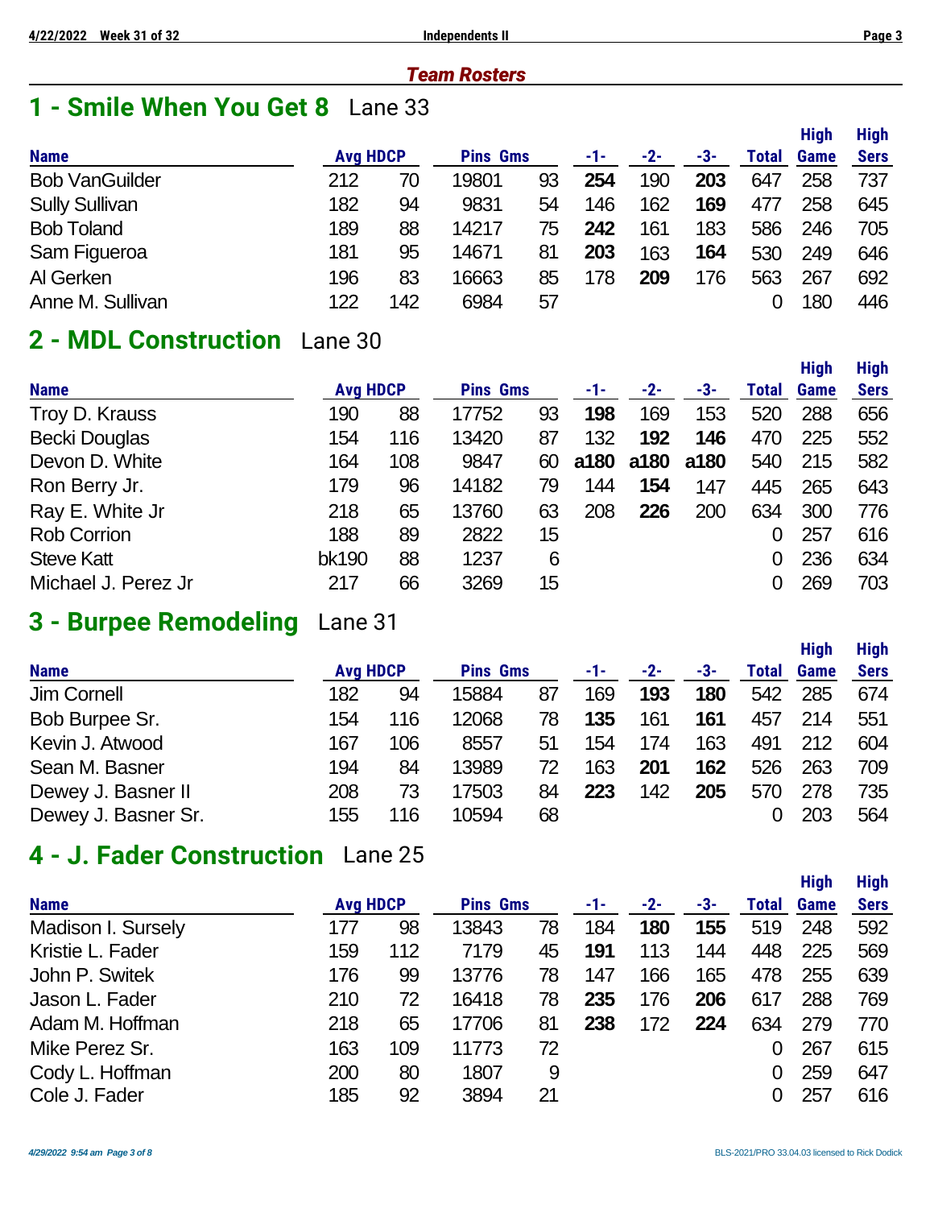## Team Rosters

## 1 - Smile When You Get 8 Lane 33

| Name | Avg | HDCP | Pins | Gms | -1- | -2- | -3- | Total | High Game | High Sers |
|---|---|---|---|---|---|---|---|---|---|---|
| Bob VanGuilder | 212 | 70 | 19801 | 93 | **254** | 190 | **203** | 647 | 258 | 737 |
| Sully Sullivan | 182 | 94 | 9831 | 54 | 146 | 162 | **169** | 477 | 258 | 645 |
| Bob Toland | 189 | 88 | 14217 | 75 | **242** | 161 | 183 | 586 | 246 | 705 |
| Sam Figueroa | 181 | 95 | 14671 | 81 | **203** | 163 | **164** | 530 | 249 | 646 |
| Al Gerken | 196 | 83 | 16663 | 85 | 178 | **209** | 176 | 563 | 267 | 692 |
| Anne M. Sullivan | 122 | 142 | 6984 | 57 | | | | 0 | 180 | 446 |

## 2 - MDL Construction Lane 30

| Name | Avg | HDCP | Pins | Gms | -1- | -2- | -3- | Total | High Game | High Sers |
|---|---|---|---|---|---|---|---|---|---|---|
| Troy D. Krauss | 190 | 88 | 17752 | 93 | **198** | 169 | 153 | 520 | 288 | 656 |
| Becki Douglas | 154 | 116 | 13420 | 87 | 132 | **192** | **146** | 470 | 225 | 552 |
| Devon D. White | 164 | 108 | 9847 | 60 | **a180** | **a180** | **a180** | 540 | 215 | 582 |
| Ron Berry Jr. | 179 | 96 | 14182 | 79 | 144 | **154** | 147 | 445 | 265 | 643 |
| Ray E. White Jr | 218 | 65 | 13760 | 63 | 208 | **226** | 200 | 634 | 300 | 776 |
| Rob Corrion | 188 | 89 | 2822 | 15 | | | | 0 | 257 | 616 |
| Steve Katt | bk190 | 88 | 1237 | 6 | | | | 0 | 236 | 634 |
| Michael J. Perez Jr | 217 | 66 | 3269 | 15 | | | | 0 | 269 | 703 |

## 3 - Burpee Remodeling Lane 31

| Name | Avg | HDCP | Pins | Gms | -1- | -2- | -3- | Total | High Game | High Sers |
|---|---|---|---|---|---|---|---|---|---|---|
| Jim Cornell | 182 | 94 | 15884 | 87 | 169 | **193** | **180** | 542 | 285 | 674 |
| Bob Burpee Sr. | 154 | 116 | 12068 | 78 | **135** | 161 | **161** | 457 | 214 | 551 |
| Kevin J. Atwood | 167 | 106 | 8557 | 51 | 154 | 174 | 163 | 491 | 212 | 604 |
| Sean M. Basner | 194 | 84 | 13989 | 72 | 163 | **201** | **162** | 526 | 263 | 709 |
| Dewey J. Basner II | 208 | 73 | 17503 | 84 | **223** | 142 | **205** | 570 | 278 | 735 |
| Dewey J. Basner Sr. | 155 | 116 | 10594 | 68 | | | | 0 | 203 | 564 |

## 4 - J. Fader Construction Lane 25

| Name | Avg | HDCP | Pins | Gms | -1- | -2- | -3- | Total | High Game | High Sers |
|---|---|---|---|---|---|---|---|---|---|---|
| Madison I. Sursely | 177 | 98 | 13843 | 78 | 184 | **180** | **155** | 519 | 248 | 592 |
| Kristie L. Fader | 159 | 112 | 7179 | 45 | **191** | 113 | 144 | 448 | 225 | 569 |
| John P. Switek | 176 | 99 | 13776 | 78 | 147 | 166 | 165 | 478 | 255 | 639 |
| Jason L. Fader | 210 | 72 | 16418 | 78 | **235** | 176 | **206** | 617 | 288 | 769 |
| Adam M. Hoffman | 218 | 65 | 17706 | 81 | **238** | 172 | **224** | 634 | 279 | 770 |
| Mike Perez Sr. | 163 | 109 | 11773 | 72 | | | | 0 | 267 | 615 |
| Cody L. Hoffman | 200 | 80 | 1807 | 9 | | | | 0 | 259 | 647 |
| Cole J. Fader | 185 | 92 | 3894 | 21 | | | | 0 | 257 | 616 |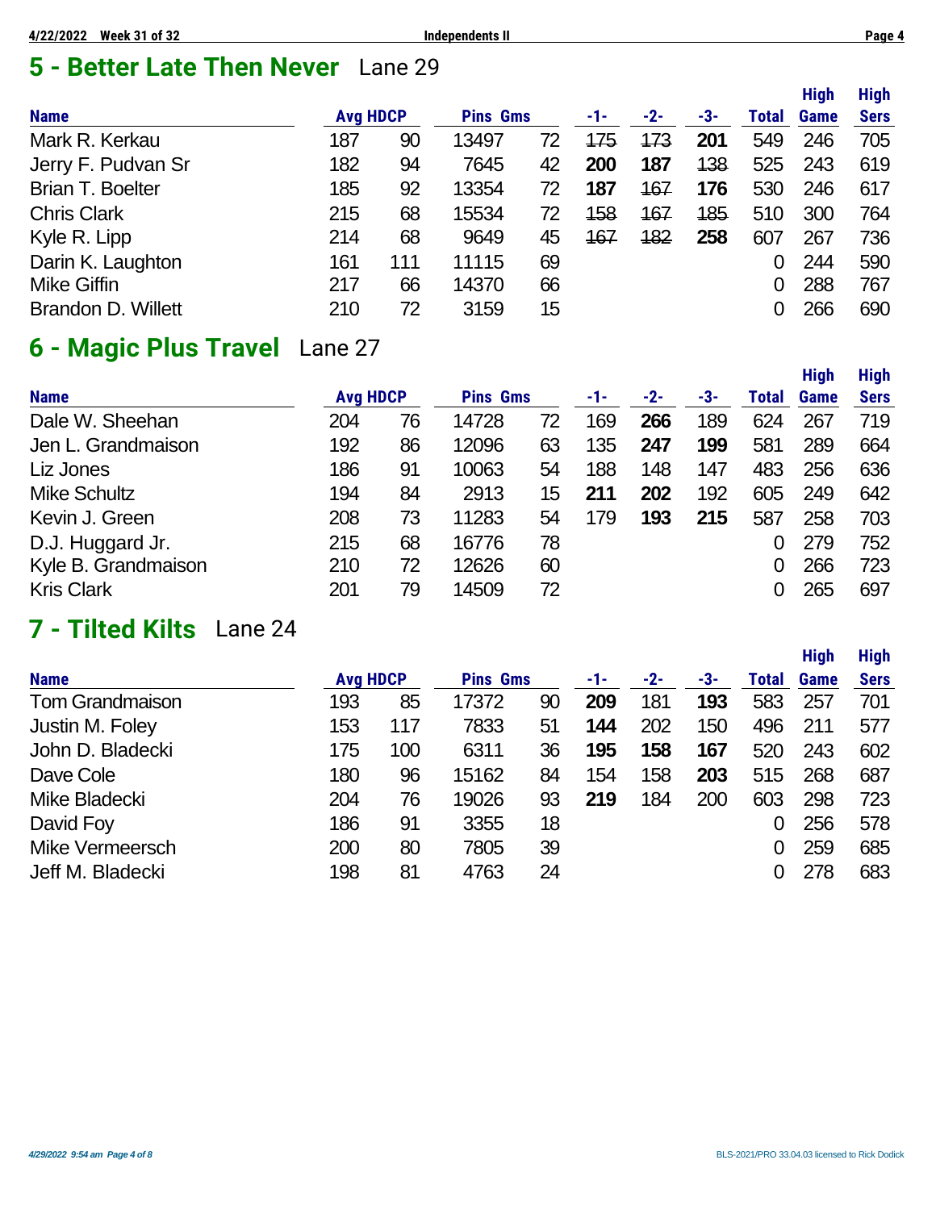## 5 - Better Late Then Never   Lane 29

| Name | Avg | HDCP | Pins | Gms | -1- | -2- | -3- | Total | High Game | High Sers |
|---|---|---|---|---|---|---|---|---|---|---|
| Mark R. Kerkau | 187 | 90 | 13497 | 72 | ~~175~~ | ~~173~~ | **201** | 549 | 246 | 705 |
| Jerry F. Pudvan Sr | 182 | 94 | 7645 | 42 | **200** | **187** | ~~138~~ | 525 | 243 | 619 |
| Brian T. Boelter | 185 | 92 | 13354 | 72 | **187** | ~~167~~ | **176** | 530 | 246 | 617 |
| Chris Clark | 215 | 68 | 15534 | 72 | ~~158~~ | ~~167~~ | ~~185~~ | 510 | 300 | 764 |
| Kyle R. Lipp | 214 | 68 | 9649 | 45 | ~~167~~ | ~~182~~ | **258** | 607 | 267 | 736 |
| Darin K. Laughton | 161 | 111 | 11115 | 69 | | | | 0 | 244 | 590 |
| Mike Giffin | 217 | 66 | 14370 | 66 | | | | 0 | 288 | 767 |
| Brandon D. Willett | 210 | 72 | 3159 | 15 | | | | 0 | 266 | 690 |

## 6 - Magic Plus Travel   Lane 27

| Name | Avg | HDCP | Pins | Gms | -1- | -2- | -3- | Total | High Game | High Sers |
|---|---|---|---|---|---|---|---|---|---|---|
| Dale W. Sheehan | 204 | 76 | 14728 | 72 | 169 | **266** | 189 | 624 | 267 | 719 |
| Jen L. Grandmaison | 192 | 86 | 12096 | 63 | 135 | **247** | **199** | 581 | 289 | 664 |
| Liz Jones | 186 | 91 | 10063 | 54 | 188 | 148 | 147 | 483 | 256 | 636 |
| Mike Schultz | 194 | 84 | 2913 | 15 | **211** | **202** | 192 | 605 | 249 | 642 |
| Kevin J. Green | 208 | 73 | 11283 | 54 | 179 | **193** | **215** | 587 | 258 | 703 |
| D.J. Huggard Jr. | 215 | 68 | 16776 | 78 | | | | 0 | 279 | 752 |
| Kyle B. Grandmaison | 210 | 72 | 12626 | 60 | | | | 0 | 266 | 723 |
| Kris Clark | 201 | 79 | 14509 | 72 | | | | 0 | 265 | 697 |

## 7 - Tilted Kilts   Lane 24

| Name | Avg | HDCP | Pins | Gms | -1- | -2- | -3- | Total | High Game | High Sers |
|---|---|---|---|---|---|---|---|---|---|---|
| Tom Grandmaison | 193 | 85 | 17372 | 90 | **209** | 181 | **193** | 583 | 257 | 701 |
| Justin M. Foley | 153 | 117 | 7833 | 51 | **144** | 202 | 150 | 496 | 211 | 577 |
| John D. Bladecki | 175 | 100 | 6311 | 36 | **195** | **158** | **167** | 520 | 243 | 602 |
| Dave Cole | 180 | 96 | 15162 | 84 | 154 | 158 | **203** | 515 | 268 | 687 |
| Mike Bladecki | 204 | 76 | 19026 | 93 | **219** | 184 | 200 | 603 | 298 | 723 |
| David Foy | 186 | 91 | 3355 | 18 | | | | 0 | 256 | 578 |
| Mike Vermeersch | 200 | 80 | 7805 | 39 | | | | 0 | 259 | 685 |
| Jeff M. Bladecki | 198 | 81 | 4763 | 24 | | | | 0 | 278 | 683 |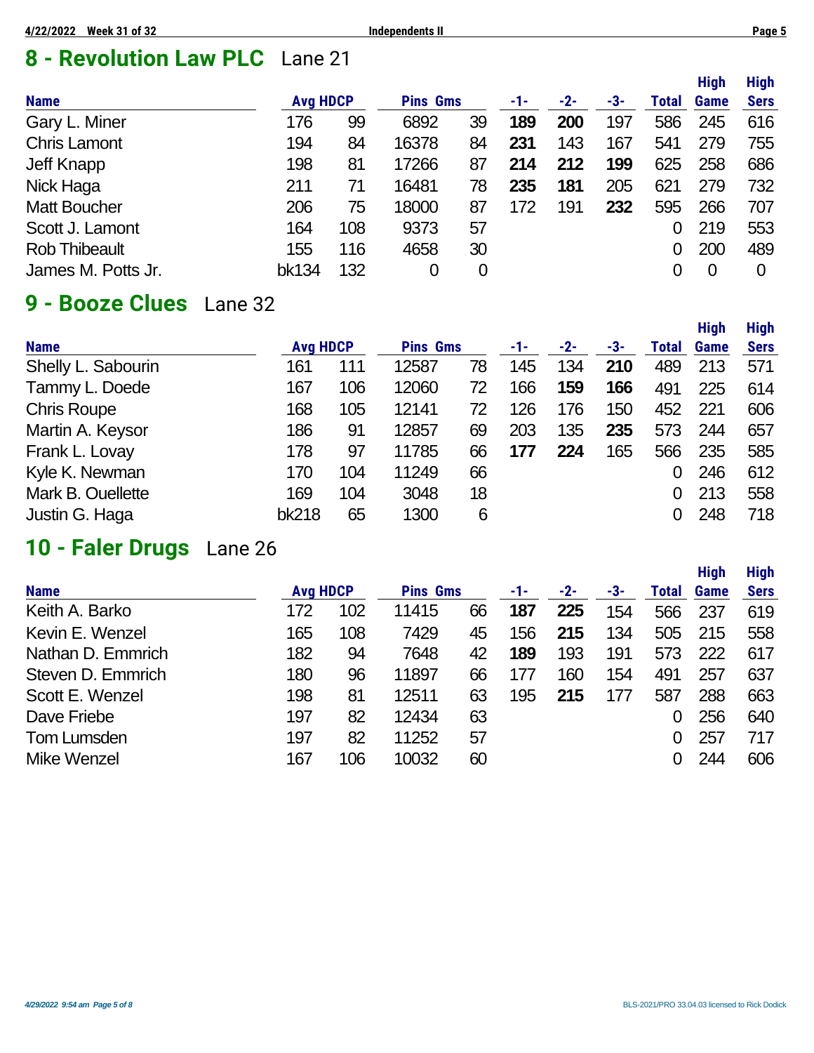## 8 - Revolution Law PLC  Lane 21

| Name | Avg | HDCP | Pins | Gms | -1- | -2- | -3- | Total | High Game | High Sers |
|---|---|---|---|---|---|---|---|---|---|---|
| Gary L. Miner | 176 | 99 | 6892 | 39 | **189** | **200** | 197 | 586 | 245 | 616 |
| Chris Lamont | 194 | 84 | 16378 | 84 | **231** | 143 | 167 | 541 | 279 | 755 |
| Jeff Knapp | 198 | 81 | 17266 | 87 | **214** | **212** | **199** | 625 | 258 | 686 |
| Nick Haga | 211 | 71 | 16481 | 78 | **235** | **181** | 205 | 621 | 279 | 732 |
| Matt Boucher | 206 | 75 | 18000 | 87 | 172 | 191 | **232** | 595 | 266 | 707 |
| Scott J. Lamont | 164 | 108 | 9373 | 57 | | | | 0 | 219 | 553 |
| Rob Thibeault | 155 | 116 | 4658 | 30 | | | | 0 | 200 | 489 |
| James M. Potts Jr. | bk134 | 132 | 0 | 0 | | | | 0 | 0 | 0 |

## 9 - Booze Clues  Lane 32

| Name | Avg | HDCP | Pins | Gms | -1- | -2- | -3- | Total | High Game | High Sers |
|---|---|---|---|---|---|---|---|---|---|---|
| Shelly L. Sabourin | 161 | 111 | 12587 | 78 | 145 | 134 | **210** | 489 | 213 | 571 |
| Tammy L. Doede | 167 | 106 | 12060 | 72 | 166 | **159** | **166** | 491 | 225 | 614 |
| Chris Roupe | 168 | 105 | 12141 | 72 | 126 | 176 | 150 | 452 | 221 | 606 |
| Martin A. Keysor | 186 | 91 | 12857 | 69 | 203 | 135 | **235** | 573 | 244 | 657 |
| Frank L. Lovay | 178 | 97 | 11785 | 66 | **177** | **224** | 165 | 566 | 235 | 585 |
| Kyle K. Newman | 170 | 104 | 11249 | 66 | | | | 0 | 246 | 612 |
| Mark B. Ouellette | 169 | 104 | 3048 | 18 | | | | 0 | 213 | 558 |
| Justin G. Haga | bk218 | 65 | 1300 | 6 | | | | 0 | 248 | 718 |

## 10 - Faler Drugs  Lane 26

| Name | Avg | HDCP | Pins | Gms | -1- | -2- | -3- | Total | High Game | High Sers |
|---|---|---|---|---|---|---|---|---|---|---|
| Keith A. Barko | 172 | 102 | 11415 | 66 | **187** | **225** | 154 | 566 | 237 | 619 |
| Kevin E. Wenzel | 165 | 108 | 7429 | 45 | 156 | **215** | 134 | 505 | 215 | 558 |
| Nathan D. Emmrich | 182 | 94 | 7648 | 42 | **189** | 193 | 191 | 573 | 222 | 617 |
| Steven D. Emmrich | 180 | 96 | 11897 | 66 | 177 | 160 | 154 | 491 | 257 | 637 |
| Scott E. Wenzel | 198 | 81 | 12511 | 63 | 195 | **215** | 177 | 587 | 288 | 663 |
| Dave Friebe | 197 | 82 | 12434 | 63 | | | | 0 | 256 | 640 |
| Tom Lumsden | 197 | 82 | 11252 | 57 | | | | 0 | 257 | 717 |
| Mike Wenzel | 167 | 106 | 10032 | 60 | | | | 0 | 244 | 606 |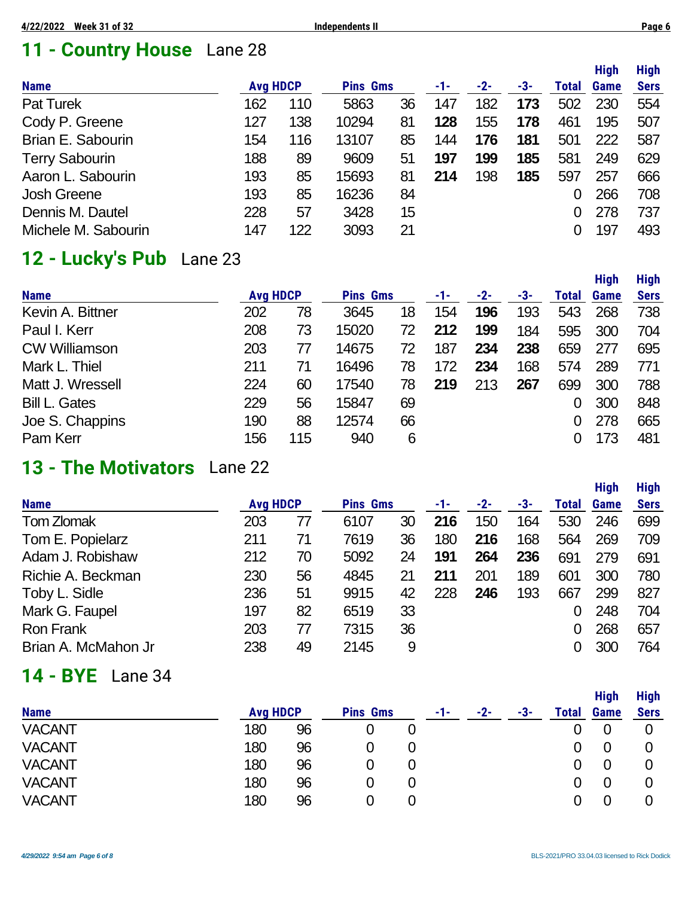## 11 - Country House Lane 28

| Name | Avg | HDCP | Pins | Gms | -1- | -2- | -3- | Total | High Game | High Sers |
|---|---|---|---|---|---|---|---|---|---|---|
| Pat Turek | 162 | 110 | 5863 | 36 | 147 | 182 | **173** | 502 | 230 | 554 |
| Cody P. Greene | 127 | 138 | 10294 | 81 | **128** | 155 | **178** | 461 | 195 | 507 |
| Brian E. Sabourin | 154 | 116 | 13107 | 85 | 144 | **176** | **181** | 501 | 222 | 587 |
| Terry Sabourin | 188 | 89 | 9609 | 51 | **197** | **199** | **185** | 581 | 249 | 629 |
| Aaron L. Sabourin | 193 | 85 | 15693 | 81 | **214** | 198 | **185** | 597 | 257 | 666 |
| Josh Greene | 193 | 85 | 16236 | 84 | | | | 0 | 266 | 708 |
| Dennis M. Dautel | 228 | 57 | 3428 | 15 | | | | 0 | 278 | 737 |
| Michele M. Sabourin | 147 | 122 | 3093 | 21 | | | | 0 | 197 | 493 |

## 12 - Lucky's Pub Lane 23

| Name | Avg | HDCP | Pins | Gms | -1- | -2- | -3- | Total | High Game | High Sers |
|---|---|---|---|---|---|---|---|---|---|---|
| Kevin A. Bittner | 202 | 78 | 3645 | 18 | 154 | **196** | 193 | 543 | 268 | 738 |
| Paul I. Kerr | 208 | 73 | 15020 | 72 | **212** | **199** | 184 | 595 | 300 | 704 |
| CW Williamson | 203 | 77 | 14675 | 72 | 187 | **234** | **238** | 659 | 277 | 695 |
| Mark L. Thiel | 211 | 71 | 16496 | 78 | 172 | **234** | 168 | 574 | 289 | 771 |
| Matt J. Wressell | 224 | 60 | 17540 | 78 | **219** | 213 | **267** | 699 | 300 | 788 |
| Bill L. Gates | 229 | 56 | 15847 | 69 | | | | 0 | 300 | 848 |
| Joe S. Chappins | 190 | 88 | 12574 | 66 | | | | 0 | 278 | 665 |
| Pam Kerr | 156 | 115 | 940 | 6 | | | | 0 | 173 | 481 |

## 13 - The Motivators Lane 22

| Name | Avg | HDCP | Pins | Gms | -1- | -2- | -3- | Total | High Game | High Sers |
|---|---|---|---|---|---|---|---|---|---|---|
| Tom Zlomak | 203 | 77 | 6107 | 30 | **216** | 150 | 164 | 530 | 246 | 699 |
| Tom E. Popielarz | 211 | 71 | 7619 | 36 | 180 | **216** | 168 | 564 | 269 | 709 |
| Adam J. Robishaw | 212 | 70 | 5092 | 24 | **191** | **264** | **236** | 691 | 279 | 691 |
| Richie A. Beckman | 230 | 56 | 4845 | 21 | **211** | 201 | 189 | 601 | 300 | 780 |
| Toby L. Sidle | 236 | 51 | 9915 | 42 | 228 | **246** | 193 | 667 | 299 | 827 |
| Mark G. Faupel | 197 | 82 | 6519 | 33 | | | | 0 | 248 | 704 |
| Ron Frank | 203 | 77 | 7315 | 36 | | | | 0 | 268 | 657 |
| Brian A. McMahon Jr | 238 | 49 | 2145 | 9 | | | | 0 | 300 | 764 |

## 14 - BYE Lane 34

| Name | Avg | HDCP | Pins | Gms | -1- | -2- | -3- | Total | High Game | High Sers |
|---|---|---|---|---|---|---|---|---|---|---|
| VACANT | 180 | 96 | 0 | 0 | | | | 0 | 0 | 0 |
| VACANT | 180 | 96 | 0 | 0 | | | | 0 | 0 | 0 |
| VACANT | 180 | 96 | 0 | 0 | | | | 0 | 0 | 0 |
| VACANT | 180 | 96 | 0 | 0 | | | | 0 | 0 | 0 |
| VACANT | 180 | 96 | 0 | 0 | | | | 0 | 0 | 0 |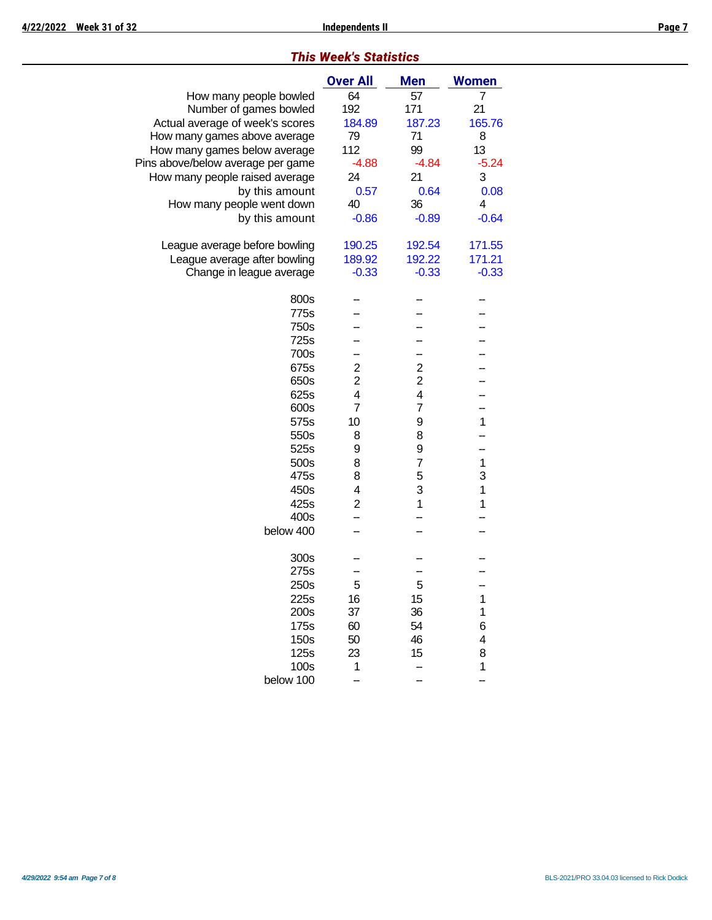## *This Week's Statistics*

| | Over All | Men | Women |
|---|---|---|---|
| How many people bowled | 64 | 57 | 7 |
| Number of games bowled | 192 | 171 | 21 |
| Actual average of week's scores | 184.89 | 187.23 | 165.76 |
| How many games above average | 79 | 71 | 8 |
| How many games below average | 112 | 99 | 13 |
| Pins above/below average per game | -4.88 | -4.84 | -5.24 |
| How many people raised average | 24 | 21 | 3 |
| by this amount | 0.57 | 0.64 | 0.08 |
| How many people went down | 40 | 36 | 4 |
| by this amount | -0.86 | -0.89 | -0.64 |
| | | | |
| League average before bowling | 190.25 | 192.54 | 171.55 |
| League average after bowling | 189.92 | 192.22 | 171.21 |
| Change in league average | -0.33 | -0.33 | -0.33 |
| | | | |
| 800s | -- | -- | -- |
| 775s | -- | -- | -- |
| 750s | -- | -- | -- |
| 725s | -- | -- | -- |
| 700s | -- | -- | -- |
| 675s | 2 | 2 | -- |
| 650s | 2 | 2 | -- |
| 625s | 4 | 4 | -- |
| 600s | 7 | 7 | -- |
| 575s | 10 | 9 | 1 |
| 550s | 8 | 8 | -- |
| 525s | 9 | 9 | -- |
| 500s | 8 | 7 | 1 |
| 475s | 8 | 5 | 3 |
| 450s | 4 | 3 | 1 |
| 425s | 2 | 1 | 1 |
| 400s | -- | -- | -- |
| below 400 | -- | -- | -- |
| | | | |
| 300s | -- | -- | -- |
| 275s | -- | -- | -- |
| 250s | 5 | 5 | -- |
| 225s | 16 | 15 | 1 |
| 200s | 37 | 36 | 1 |
| 175s | 60 | 54 | 6 |
| 150s | 50 | 46 | 4 |
| 125s | 23 | 15 | 8 |
| 100s | 1 | -- | 1 |
| below 100 | -- | -- | -- |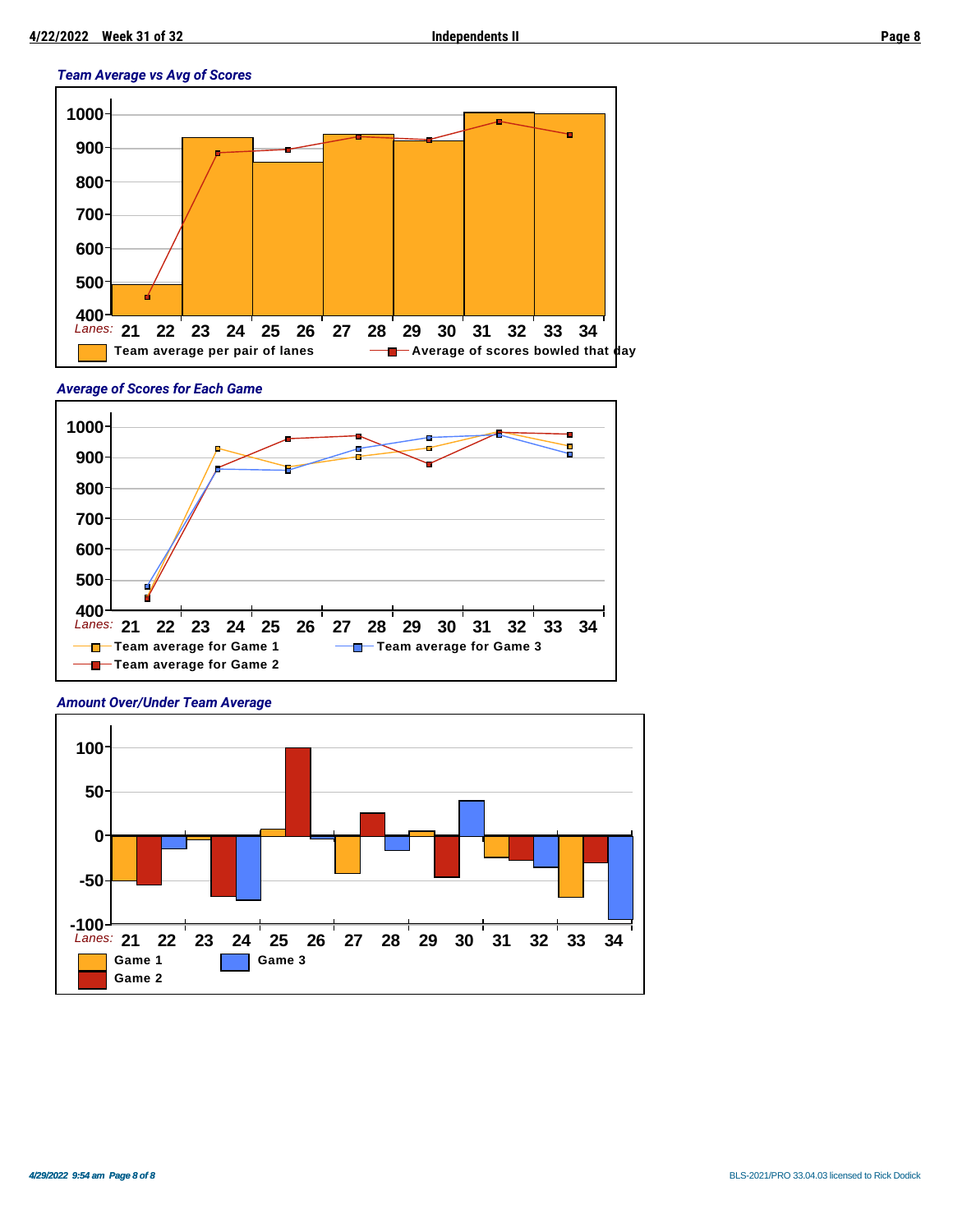### Team Average vs Avg of Scores

1000
900
800
700
600
500
400
Lanes: 21 22 23 24 25 26 27 28 29 30 31 32 33 34

Team average per pair of lanes
Average of scores bowled that day

### Average of Scores for Each Game

1000
900
800
700
600
500
400
Lanes: 21 22 23 24 25 26 27 28 29 30 31 32 33 34

Team average for Game 1
Team average for Game 2
Team average for Game 3

### Amount Over/Under Team Average

100
50
0
-50
-100
Lanes: 21 22 23 24 25 26 27 28 29 30 31 32 33 34

Game 1
Game 2
Game 3